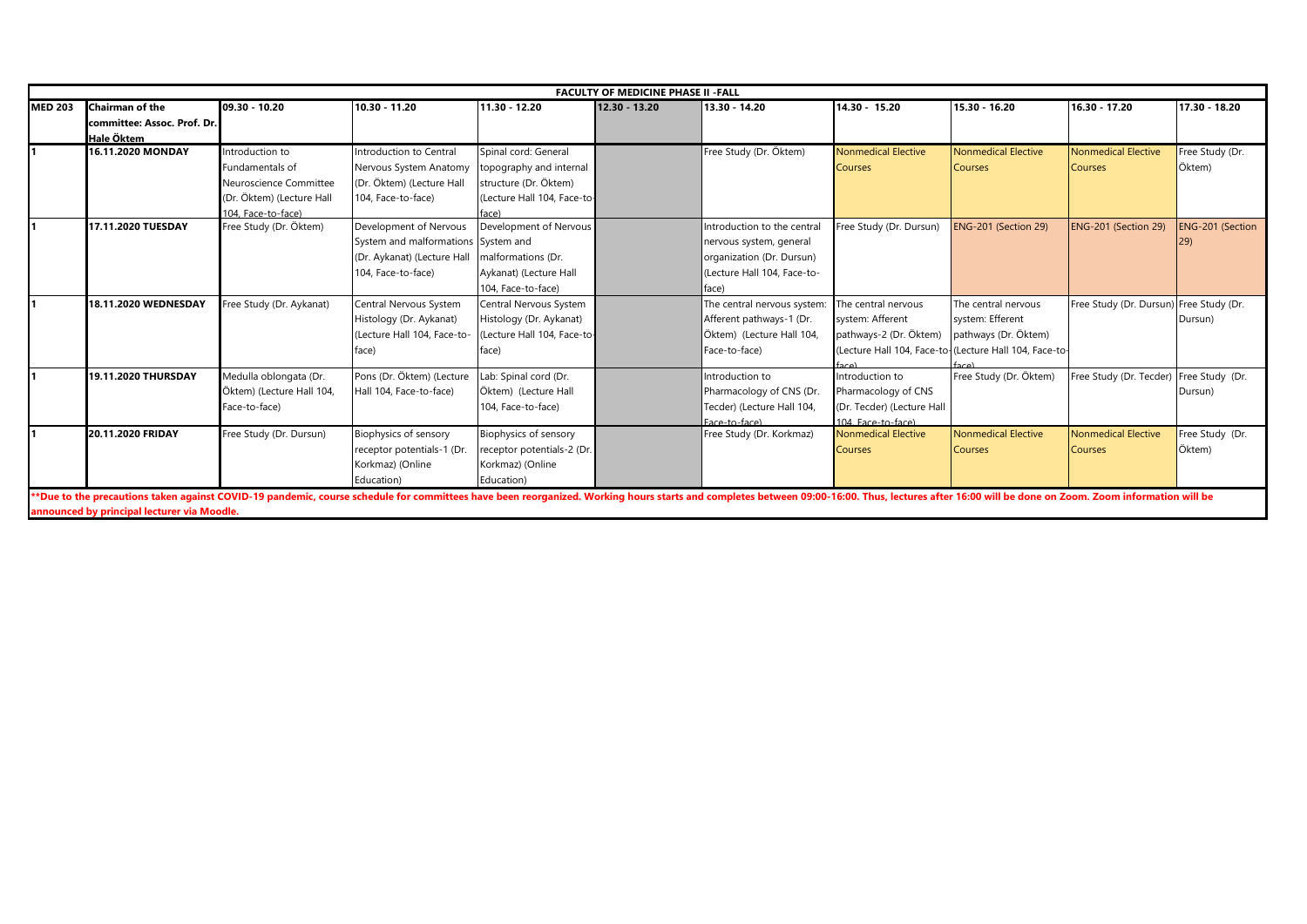| FACULTY OF MEDICINE PHASE II -FALL | | | | | | | | | | |
|---|---|---|---|---|---|---|---|---|---|---|
| **MED 203** | **Chairman of the committee: Assoc. Prof. Dr. Hale Öktem** | **09.30 - 10.20** | **10.30 - 11.20** | **11.30 - 12.20** | **12.30 - 13.20** | **13.30 - 14.20** | **14.30 - 15.20** | **15.30 - 16.20** | **16.30 - 17.20** | **17.30 - 18.20** |
| **1** | **16.11.2020 MONDAY** | Introduction to Fundamentals of Neuroscience Committee (Dr. Öktem) (Lecture Hall 104, Face-to-face) | Introduction to Central Nervous System Anatomy (Dr. Öktem) (Lecture Hall 104, Face-to-face) | Spinal cord: General topography and internal structure (Dr. Öktem) (Lecture Hall 104, Face-to-face) | | Free Study (Dr. Öktem) | Nonmedical Elective Courses | Nonmedical Elective Courses | Nonmedical Elective Courses | Free Study (Dr. Öktem) |
| **1** | **17.11.2020 TUESDAY** | Free Study (Dr. Öktem) | Development of Nervous System and malformations (Dr. Aykanat) (Lecture Hall 104, Face-to-face) | Development of Nervous System and malformations (Dr. Aykanat) (Lecture Hall 104, Face-to-face) | | Introduction to the central nervous system, general organization (Dr. Dursun) (Lecture Hall 104, Face-to-face) | Free Study (Dr. Dursun) | ENG-201 (Section 29) | ENG-201 (Section 29) | ENG-201 (Section 29) |
| **1** | **18.11.2020 WEDNESDAY** | Free Study (Dr. Aykanat) | Central Nervous System Histology (Dr. Aykanat) (Lecture Hall 104, Face-to-face) | Central Nervous System Histology (Dr. Aykanat) (Lecture Hall 104, Face-to-face) | | The central nervous system: Afferent pathways-1 (Dr. Öktem) (Lecture Hall 104, Face-to-face) | The central nervous system: Afferent pathways-2 (Dr. Öktem) (Lecture Hall 104, Face-to-face) | The central nervous system: Efferent pathways (Dr. Öktem) (Lecture Hall 104, Face-to-face) | Free Study (Dr. Dursun) | Free Study (Dr. Dursun) |
| **1** | **19.11.2020 THURSDAY** | Medulla oblongata (Dr. Öktem) (Lecture Hall 104, Face-to-face) | Pons (Dr. Öktem) (Lecture Hall 104, Face-to-face) | Lab: Spinal cord (Dr. Öktem) (Lecture Hall 104, Face-to-face) | | Introduction to Pharmacology of CNS (Dr. Tecder) (Lecture Hall 104, Face-to-face) | Introduction to Pharmacology of CNS (Dr. Tecder) (Lecture Hall 104, Face-to-face) | Free Study (Dr. Öktem) | Free Study (Dr. Tecder) | Free Study (Dr. Dursun) |
| **1** | **20.11.2020 FRIDAY** | Free Study (Dr. Dursun) | Biophysics of sensory receptor potentials-1 (Dr. Korkmaz) (Online Education) | Biophysics of sensory receptor potentials-2 (Dr. Korkmaz) (Online Education) | | Free Study (Dr. Korkmaz) | Nonmedical Elective Courses | Nonmedical Elective Courses | Nonmedical Elective Courses | Free Study (Dr. Öktem) |

****Due to the precautions taken against COVID-19 pandemic, course schedule for committees have been reorganized. Working hours starts and completes between 09:00-16:00. Thus, lectures after 16:00 will be done on Zoom. Zoom information will be announced by principal lecturer via Moodle.**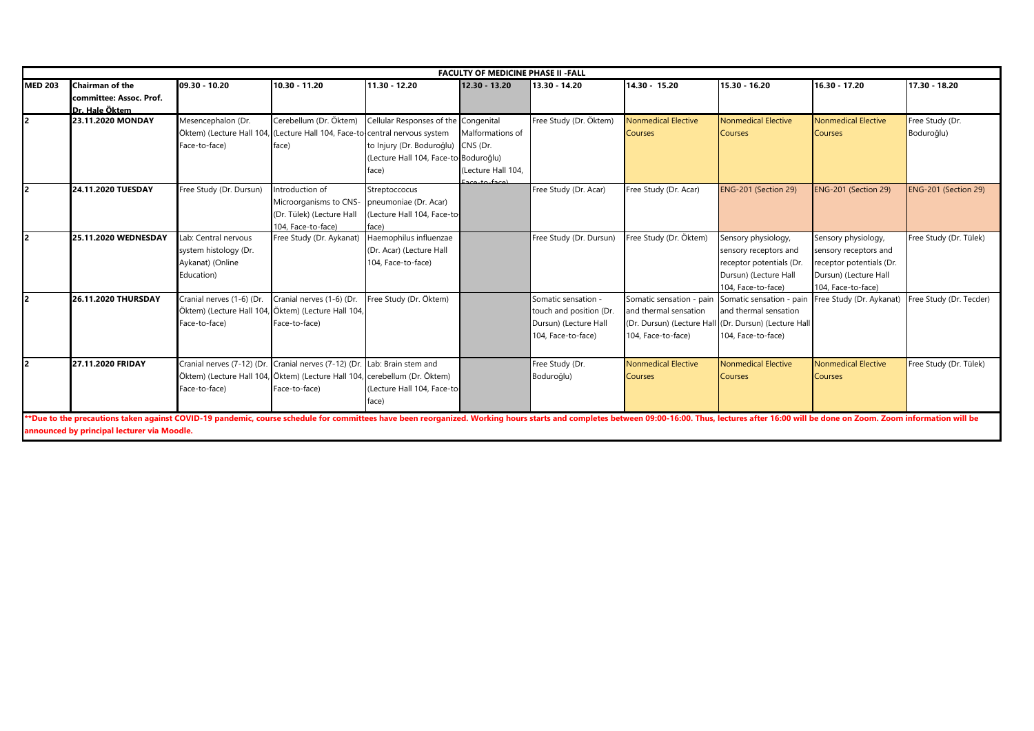| FACULTY OF MEDICINE PHASE II -FALL | | | | | | | | | | | |
|---|---|---|---|---|---|---|---|---|---|---|---|
| **MED 203** | **Chairman of the committee: Assoc. Prof. Dr. Hale Öktem** | **09.30 - 10.20** | **10.30 - 11.20** | **11.30 - 12.20** | **12.30 - 13.20** | **13.30 - 14.20** | **14.30 - 15.20** | **15.30 - 16.20** | **16.30 - 17.20** | **17.30 - 18.20** |
| **2** | **23.11.2020 MONDAY** | Mesencephalon (Dr. Öktem) (Lecture Hall 104, Face-to-face) | Cerebellum (Dr. Öktem) (Lecture Hall 104, Face-to-face) | Cellular Responses of the central nervous system to Injury (Dr. Boduroğlu) (Lecture Hall 104, Face-to-face) | Congenital Malformations of CNS (Dr. Boduroğlu) (Lecture Hall 104, Face-to-face) | Free Study (Dr. Öktem) | Nonmedical Elective Courses | Nonmedical Elective Courses | Nonmedical Elective Courses | Free Study (Dr. Boduroğlu) |
| **2** | **24.11.2020 TUESDAY** | Free Study (Dr. Dursun) | Introduction of Microorganisms to CNS- (Dr. Tülek) (Lecture Hall 104, Face-to-face) | Streptoccocus pneumoniae (Dr. Acar) (Lecture Hall 104, Face-to-face) | | Free Study (Dr. Acar) | Free Study (Dr. Acar) | ENG-201 (Section 29) | ENG-201 (Section 29) | ENG-201 (Section 29) |
| **2** | **25.11.2020 WEDNESDAY** | Lab: Central nervous system histology (Dr. Aykanat) (Online Education) | Free Study (Dr. Aykanat) | Haemophilus influenzae (Dr. Acar) (Lecture Hall 104, Face-to-face) | | Free Study (Dr. Dursun) | Free Study (Dr. Öktem) | Sensory physiology, sensory receptors and receptor potentials (Dr. Dursun) (Lecture Hall 104, Face-to-face) | Sensory physiology, sensory receptors and receptor potentials (Dr. Dursun) (Lecture Hall 104, Face-to-face) | Free Study (Dr. Tülek) |
| **2** | **26.11.2020 THURSDAY** | Cranial nerves (1-6) (Dr. Öktem) (Lecture Hall 104, Face-to-face) | Cranial nerves (1-6) (Dr. Öktem) (Lecture Hall 104, Face-to-face) | Free Study (Dr. Öktem) | | Somatic sensation - touch and position (Dr. Dursun) (Lecture Hall 104, Face-to-face) | Somatic sensation - pain and thermal sensation (Dr. Dursun) (Lecture Hall 104, Face-to-face) | Somatic sensation - pain and thermal sensation (Dr. Dursun) (Lecture Hall 104, Face-to-face) | Free Study (Dr. Aykanat) | Free Study (Dr. Tecder) |
| **2** | **27.11.2020 FRIDAY** | Cranial nerves (7-12) (Dr. Öktem) (Lecture Hall 104, Face-to-face) | Cranial nerves (7-12) (Dr. Öktem) (Lecture Hall 104, Face-to-face) | Lab: Brain stem and cerebellum (Dr. Öktem) (Lecture Hall 104, Face-to-face) | | Free Study (Dr. Boduroğlu) | Nonmedical Elective Courses | Nonmedical Elective Courses | Nonmedical Elective Courses | Free Study (Dr. Tülek) |

**\*\*Due to the precautions taken against COVID-19 pandemic, course schedule for committees have been reorganized. Working hours starts and completes between 09:00-16:00. Thus, lectures after 16:00 will be done on Zoom. Zoom information will be announced by principal lecturer via Moodle.**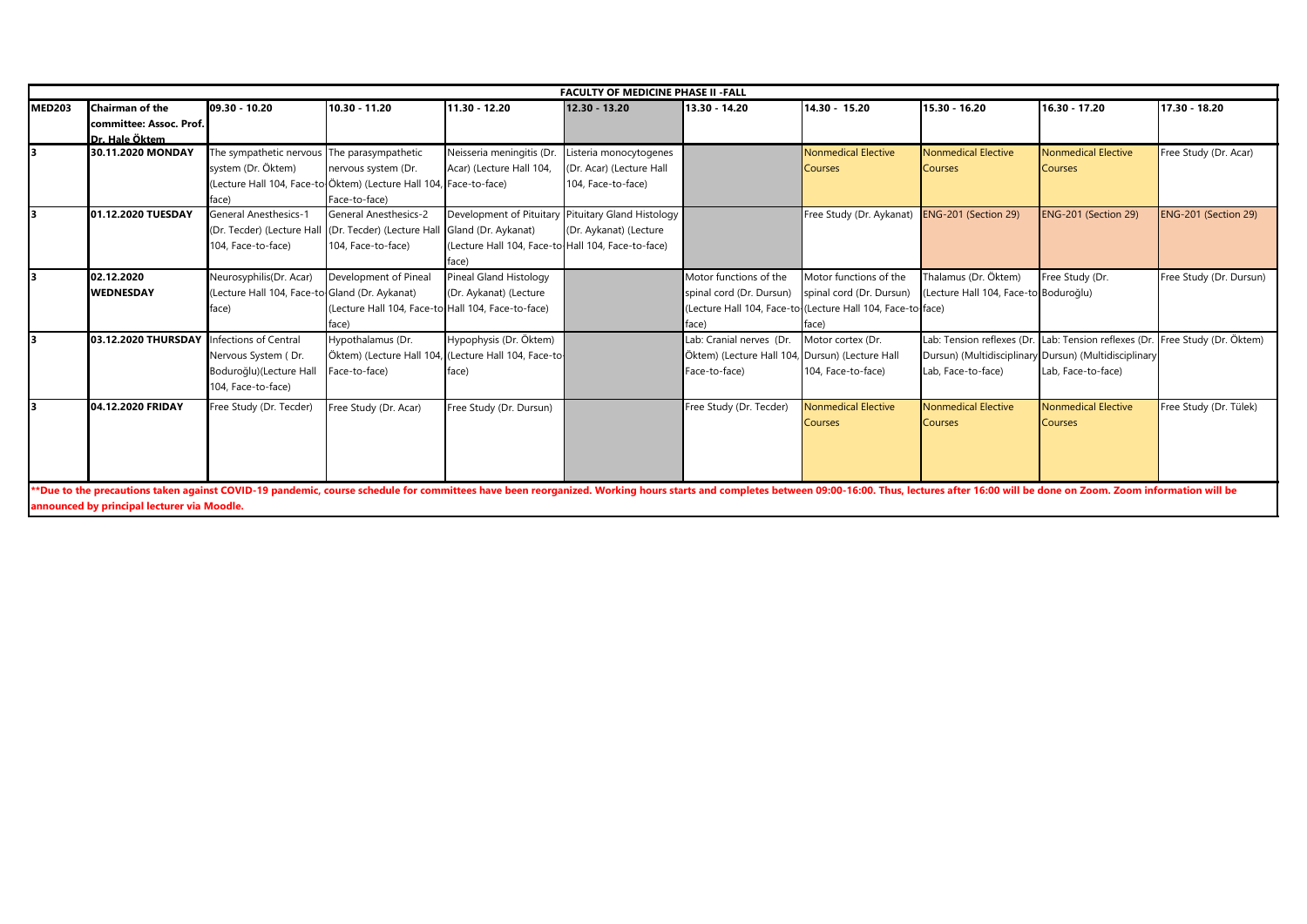| FACULTY OF MEDICINE PHASE II -FALL | | | | | | | | | | |
|---|---|---|---|---|---|---|---|---|---|---|
| **MED203** | **Chairman of the committee: Assoc. Prof. Dr. Hale Öktem** | **09.30 - 10.20** | **10.30 - 11.20** | **11.30 - 12.20** | **12.30 - 13.20** | **13.30 - 14.20** | **14.30 - 15.20** | **15.30 - 16.20** | **16.30 - 17.20** | **17.30 - 18.20** |
| **3** | **30.11.2020 MONDAY** | The sympathetic nervous system (Dr. Öktem) (Lecture Hall 104, Face-to-face) | The parasympathetic nervous system (Dr. Öktem) (Lecture Hall 104, Face-to-face) | Neisseria meningitis (Dr. Acar) (Lecture Hall 104, Face-to-face) | Listeria monocytogenes (Dr. Acar) (Lecture Hall 104, Face-to-face) | | Nonmedical Elective Courses | Nonmedical Elective Courses | Nonmedical Elective Courses | Free Study (Dr. Acar) |
| **3** | **01.12.2020 TUESDAY** | General Anesthesics-1 (Dr. Tecder) (Lecture Hall 104, Face-to-face) | General Anesthesics-2 (Dr. Tecder) (Lecture Hall 104, Face-to-face) | Development of Pituitary Gland (Dr. Aykanat) (Lecture Hall 104, Face-to-face) | Pituitary Gland Histology (Dr. Aykanat) (Lecture Hall 104, Face-to-face) | | Free Study (Dr. Aykanat) | ENG-201 (Section 29) | ENG-201 (Section 29) | ENG-201 (Section 29) |
| **3** | **02.12.2020 WEDNESDAY** | Neurosyphilis(Dr. Acar) (Lecture Hall 104, Face-to-face) | Development of Pineal Gland (Dr. Aykanat) (Lecture Hall 104, Face-to-face) | Pineal Gland Histology (Dr. Aykanat) (Lecture Hall 104, Face-to-face) | | Motor functions of the spinal cord (Dr. Dursun) (Lecture Hall 104, Face-to-face) | Motor functions of the spinal cord (Dr. Dursun) (Lecture Hall 104, Face-to-face) | Thalamus (Dr. Öktem) (Lecture Hall 104, Face-to-face) | Free Study (Dr. Boduroğlu) | Free Study (Dr. Dursun) |
| **3** | **03.12.2020 THURSDAY** | Infections of Central Nervous System ( Dr. Boduroğlu)(Lecture Hall 104, Face-to-face) | Hypothalamus (Dr. Öktem) (Lecture Hall 104, Face-to-face) | Hypophysis (Dr. Öktem) (Lecture Hall 104, Face-to-face) | | Lab: Cranial nerves (Dr. Öktem) (Lecture Hall 104, Face-to-face) | Motor cortex (Dr. Dursun) (Lecture Hall 104, Face-to-face) | Lab: Tension reflexes (Dr. Dursun) (Multidisciplinary Lab, Face-to-face) | Lab: Tension reflexes (Dr. Dursun) (Multidisciplinary Lab, Face-to-face) | Free Study (Dr. Öktem) |
| **3** | **04.12.2020 FRIDAY** | Free Study (Dr. Tecder) | Free Study (Dr. Acar) | Free Study (Dr. Dursun) | | Free Study (Dr. Tecder) | Nonmedical Elective Courses | Nonmedical Elective Courses | Nonmedical Elective Courses | Free Study (Dr. Tülek) |

****Due to the precautions taken against COVID-19 pandemic, course schedule for committees have been reorganized. Working hours starts and completes between 09:00-16:00. Thus, lectures after 16:00 will be done on Zoom. Zoom information will be announced by principal lecturer via Moodle.**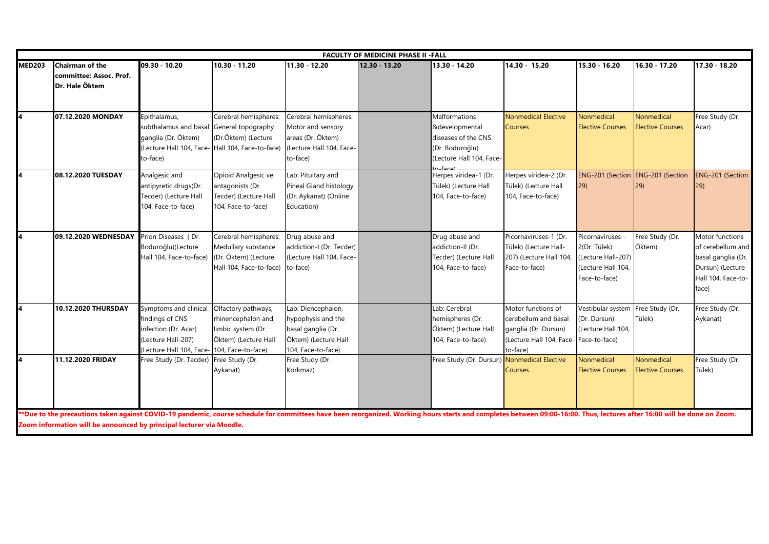| FACULTY OF MEDICINE PHASE II -FALL | | | | | | | | | | | |
|---|---|---|---|---|---|---|---|---|---|---|---|
| **MED203** | **Chairman of the committee: Assoc. Prof. Dr. Hale Öktem** | **09.30 - 10.20** | **10.30 - 11.20** | **11.30 - 12.20** | **12.30 - 13.20** | **13.30 - 14.20** | **14.30 - 15.20** | **15.30 - 16.20** | **16.30 - 17.20** | **17.30 - 18.20** |
| **4** | **07.12.2020 MONDAY** | Epithalamus, subthalamus and basal ganglia (Dr. Öktem) (Lecture Hall 104, Face-to-face) | Cerebral hemispheres: General topography (Dr.Öktem) (Lecture Hall 104, Face-to-face) | Cerebral hemispheres: Motor and sensory areas (Dr. Öktem) (Lecture Hall 104, Face-to-face) | | Malformations &developmental diseases of the CNS (Dr. Boduroğlu) (Lecture Hall 104, Face-to-face) | Nonmedical Elective Courses | Nonmedical Elective Courses | Nonmedical Elective Courses | Free Study (Dr. Acar) |
| **4** | **08.12.2020 TUESDAY** | Analgesic and antipyretic drugs(Dr. Tecder) (Lecture Hall 104, Face-to-face) | Opioid Analgesic ve antagonists (Dr. Tecder) (Lecture Hall 104, Face-to-face) | Lab: Pituitary and Pineal Gland histology (Dr. Aykanat) (Online Education) | | Herpes viridea-1 (Dr. Tülek) (Lecture Hall 104, Face-to-face) | Herpes viridea-2 (Dr. Tülek) (Lecture Hall 104, Face-to-face) | ENG-201 (Section 29) | ENG-201 (Section 29) | ENG-201 (Section 29) |
| **4** | **09.12.2020 WEDNESDAY** | Prion Diseases ( Dr. Boduroğlu)(Lecture Hall 104, Face-to-face) | Cerebral hemispheres: Medullary substance (Dr. Öktem) (Lecture Hall 104, Face-to-face) | Drug abuse and addiction-I (Dr. Tecder) (Lecture Hall 104, Face-to-face) | | Drug abuse and addiction-II (Dr. Tecder) (Lecture Hall 104, Face-to-face) | Picornaviruses-1 (Dr. Tülek) (Lecture Hall-207) (Lecture Hall 104, Face-to-face) | Picornaviruses - 2(Dr. Tülek) (Lecture Hall-207) (Lecture Hall 104, Face-to-face) | Free Study (Dr. Öktem) | Motor functions of cerebellum and basal ganglia (Dr. Dursun) (Lecture Hall 104, Face-to-face) |
| **4** | **10.12.2020 THURSDAY** | Symptoms and clinical findings of CNS infection (Dr. Acar) (Lecture Hall-207) (Lecture Hall 104, Face-to-face) | Olfactory pathways, rhinencephalon and limbic system (Dr. Öktem) (Lecture Hall 104, Face-to-face) | Lab: Diencephalon, hypophysis and the basal ganglia (Dr. Öktem) (Lecture Hall 104, Face-to-face) | | Lab: Cerebral hemispheres (Dr. Öktem) (Lecture Hall 104, Face-to-face) | Motor functions of cerebellum and basal ganglia (Dr. Dursun) (Lecture Hall 104, Face-to-face) | Vestibular system (Dr. Dursun) (Lecture Hall 104, Face-to-face) | Free Study (Dr. Tülek) | Free Study (Dr. Aykanat) |
| **4** | **11.12.2020 FRIDAY** | Free Study (Dr. Tecder) | Free Study (Dr. Aykanat) | Free Study (Dr. Korkmaz) | | Free Study (Dr. Dursun) | Nonmedical Elective Courses | Nonmedical Elective Courses | Nonmedical Elective Courses | Free Study (Dr. Tülek) |

****Due to the precautions taken against COVID-19 pandemic, course schedule for committees have been reorganized. Working hours starts and completes between 09:00-16:00. Thus, lectures after 16:00 will be done on Zoom. Zoom information will be announced by principal lecturer via Moodle.**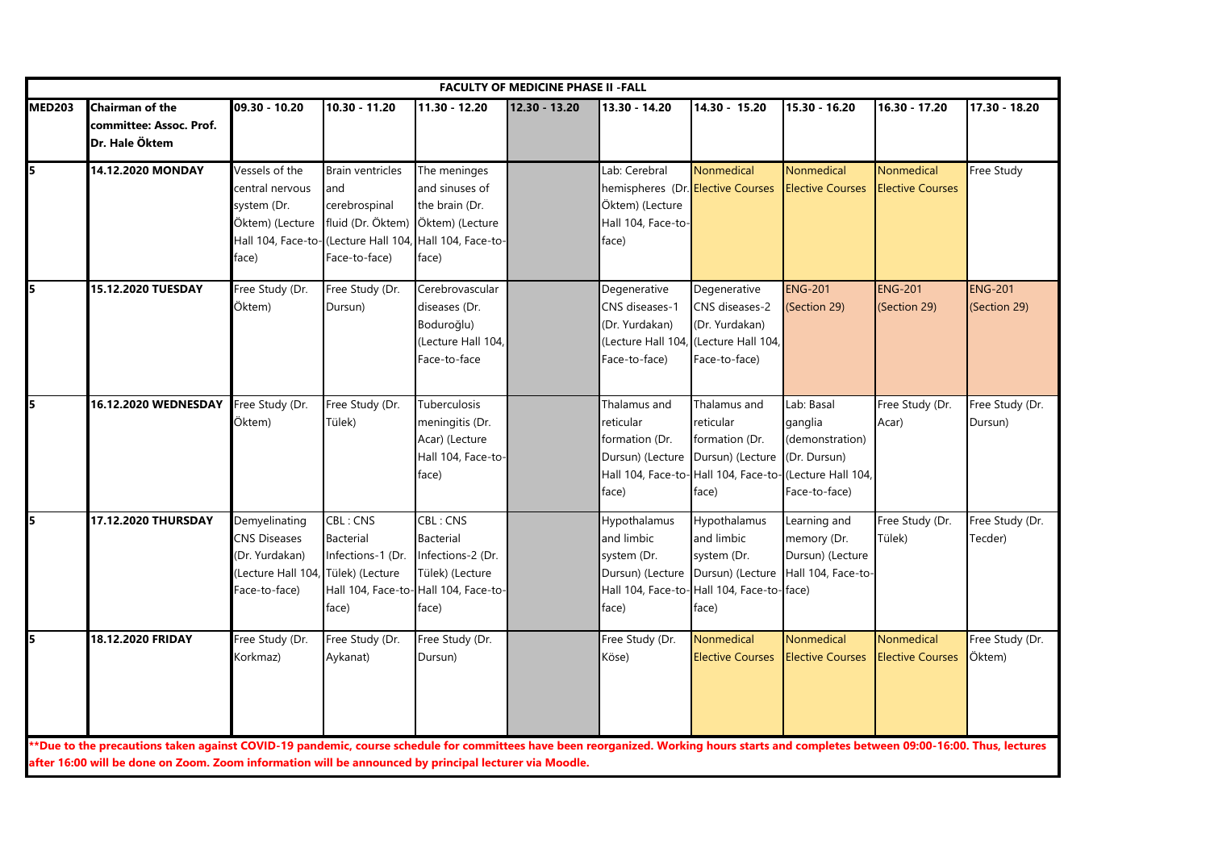| FACULTY OF MEDICINE PHASE II -FALL | | | | | | | | | | |
|---|---|---|---|---|---|---|---|---|---|---|
| **MED203** | **Chairman of the committee: Assoc. Prof. Dr. Hale Öktem** | **09.30 - 10.20** | **10.30 - 11.20** | **11.30 - 12.20** | **12.30 - 13.20** | **13.30 - 14.20** | **14.30 - 15.20** | **15.30 - 16.20** | **16.30 - 17.20** | **17.30 - 18.20** |
| **5** | **14.12.2020 MONDAY** | Vessels of the central nervous system (Dr. Öktem) (Lecture Hall 104, Face-to-face) | Brain ventricles and cerebrospinal fluid (Dr. Öktem) (Lecture Hall 104, Face-to-face) | The meninges and sinuses of the brain (Dr. Öktem) (Lecture Hall 104, Face-to-face) | | Lab: Cerebral hemispheres (Dr. Öktem) (Lecture Hall 104, Face-to-face) | Nonmedical Elective Courses | Nonmedical Elective Courses | Nonmedical Elective Courses | Free Study |
| **5** | **15.12.2020 TUESDAY** | Free Study (Dr. Öktem) | Free Study (Dr. Dursun) | Cerebrovascular diseases (Dr. Boduroğlu) (Lecture Hall 104, Face-to-face | | Degenerative CNS diseases-1 (Dr. Yurdakan) (Lecture Hall 104, Face-to-face) | Degenerative CNS diseases-2 (Dr. Yurdakan) (Lecture Hall 104, Face-to-face) | ENG-201 (Section 29) | ENG-201 (Section 29) | ENG-201 (Section 29) |
| **5** | **16.12.2020 WEDNESDAY** | Free Study (Dr. Öktem) | Free Study (Dr. Tülek) | Tuberculosis meningitis (Dr. Acar) (Lecture Hall 104, Face-to-face) | | Thalamus and reticular formation (Dr. Dursun) (Lecture Hall 104, Face-to-face) | Thalamus and reticular formation (Dr. Dursun) (Lecture Hall 104, Face-to-face) | Lab: Basal ganglia (demonstration) (Dr. Dursun) (Lecture Hall 104, Face-to-face) | Free Study (Dr. Acar) | Free Study (Dr. Dursun) |
| **5** | **17.12.2020 THURSDAY** | Demyelinating CNS Diseases (Dr. Yurdakan) (Lecture Hall 104, Face-to-face) | CBL : CNS Bacterial Infections-1 (Dr. Tülek) (Lecture Hall 104, Face-to-face) | CBL : CNS Bacterial Infections-2 (Dr. Tülek) (Lecture Hall 104, Face-to-face) | | Hypothalamus and limbic system (Dr. Dursun) (Lecture Hall 104, Face-to-face) | Hypothalamus and limbic system (Dr. Dursun) (Lecture Hall 104, Face-to-face) | Learning and memory (Dr. Dursun) (Lecture Hall 104, Face-to-face) | Free Study (Dr. Tülek) | Free Study (Dr. Tecder) |
| **5** | **18.12.2020 FRIDAY** | Free Study (Dr. Korkmaz) | Free Study (Dr. Aykanat) | Free Study (Dr. Dursun) | | Free Study (Dr. Köse) | Nonmedical Elective Courses | Nonmedical Elective Courses | Nonmedical Elective Courses | Free Study (Dr. Öktem) |

**\*\*Due to the precautions taken against COVID-19 pandemic, course schedule for committees have been reorganized. Working hours starts and completes between 09:00-16:00. Thus, lectures after 16:00 will be done on Zoom. Zoom information will be announced by principal lecturer via Moodle.**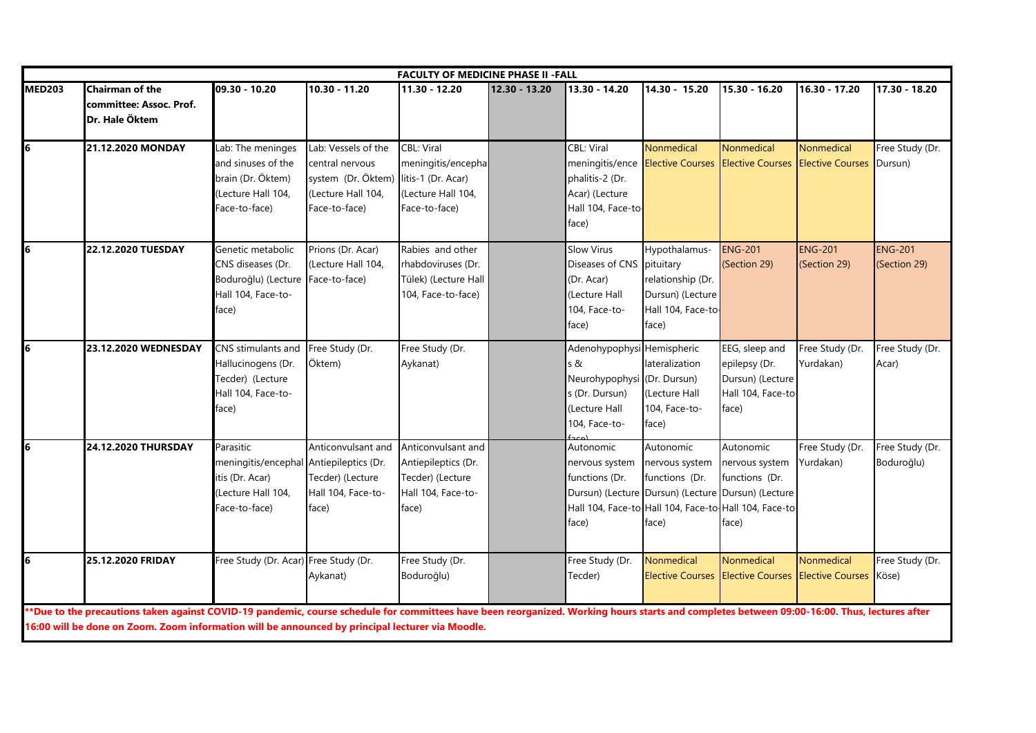| FACULTY OF MEDICINE PHASE II -FALL | | | | | | | | | | |
|---|---|---|---|---|---|---|---|---|---|---|
| **MED203** | **Chairman of the committee: Assoc. Prof. Dr. Hale Öktem** | **09.30 - 10.20** | **10.30 - 11.20** | **11.30 - 12.20** | **12.30 - 13.20** | **13.30 - 14.20** | **14.30 - 15.20** | **15.30 - 16.20** | **16.30 - 17.20** | **17.30 - 18.20** |
| **6** | **21.12.2020 MONDAY** | Lab: The meninges and sinuses of the brain (Dr. Öktem) (Lecture Hall 104, Face-to-face) | Lab: Vessels of the central nervous system (Dr. Öktem) (Lecture Hall 104, Face-to-face) | CBL: Viral meningitis/encephalitis-1 (Dr. Acar) (Lecture Hall 104, Face-to-face) | | CBL: Viral meningitis/encephalitis-2 (Dr. Acar) (Lecture Hall 104, Face-to-face) | Nonmedical Elective Courses | Nonmedical Elective Courses | Nonmedical Elective Courses | Free Study (Dr. Dursun) |
| **6** | **22.12.2020 TUESDAY** | Genetic metabolic CNS diseases (Dr. Boduroğlu) (Lecture Hall 104, Face-to-face) | Prions (Dr. Acar) (Lecture Hall 104, Face-to-face) | Rabies and other rhabdoviruses (Dr. Tülek) (Lecture Hall 104, Face-to-face) | | Slow Virus Diseases of CNS (Dr. Acar) (Lecture Hall 104, Face-to-face) | Hypothalamus-pituitary relationship (Dr. Dursun) (Lecture Hall 104, Face-to-face) | ENG-201 (Section 29) | ENG-201 (Section 29) | ENG-201 (Section 29) |
| **6** | **23.12.2020 WEDNESDAY** | CNS stimulants and Hallucinogens (Dr. Tecder) (Lecture Hall 104, Face-to-face) | Free Study (Dr. Öktem) | Free Study (Dr. Aykanat) | | Adenohypophysis & Neurohypophysis (Dr. Dursun) (Lecture Hall 104, Face-to-face) | Hemispheric lateralization (Dr. Dursun) (Lecture Hall 104, Face-to-face) | EEG, sleep and epilepsy (Dr. Dursun) (Lecture Hall 104, Face-to-face) | Free Study (Dr. Yurdakan) | Free Study (Dr. Acar) |
| **6** | **24.12.2020 THURSDAY** | Parasitic meningitis/encephalitis (Dr. Acar) (Lecture Hall 104, Face-to-face) | Anticonvulsant and Antiepileptics (Dr. Tecder) (Lecture Hall 104, Face-to-face) | Anticonvulsant and Antiepileptics (Dr. Tecder) (Lecture Hall 104, Face-to-face) | | Autonomic nervous system functions (Dr. Dursun) (Lecture Hall 104, Face-to-face) | Autonomic nervous system functions (Dr. Dursun) (Lecture Hall 104, Face-to-face) | Autonomic nervous system functions (Dr. Dursun) (Lecture Hall 104, Face-to-face) | Free Study (Dr. Yurdakan) | Free Study (Dr. Boduroğlu) |
| **6** | **25.12.2020 FRIDAY** | Free Study (Dr. Acar) | Free Study (Dr. Aykanat) | Free Study (Dr. Boduroğlu) | | Free Study (Dr. Tecder) | Nonmedical Elective Courses | Nonmedical Elective Courses | Nonmedical Elective Courses | Free Study (Dr. Köse) |

****Due to the precautions taken against COVID-19 pandemic, course schedule for committees have been reorganized. Working hours starts and completes between 09:00-16:00. Thus, lectures after 16:00 will be done on Zoom. Zoom information will be announced by principal lecturer via Moodle.**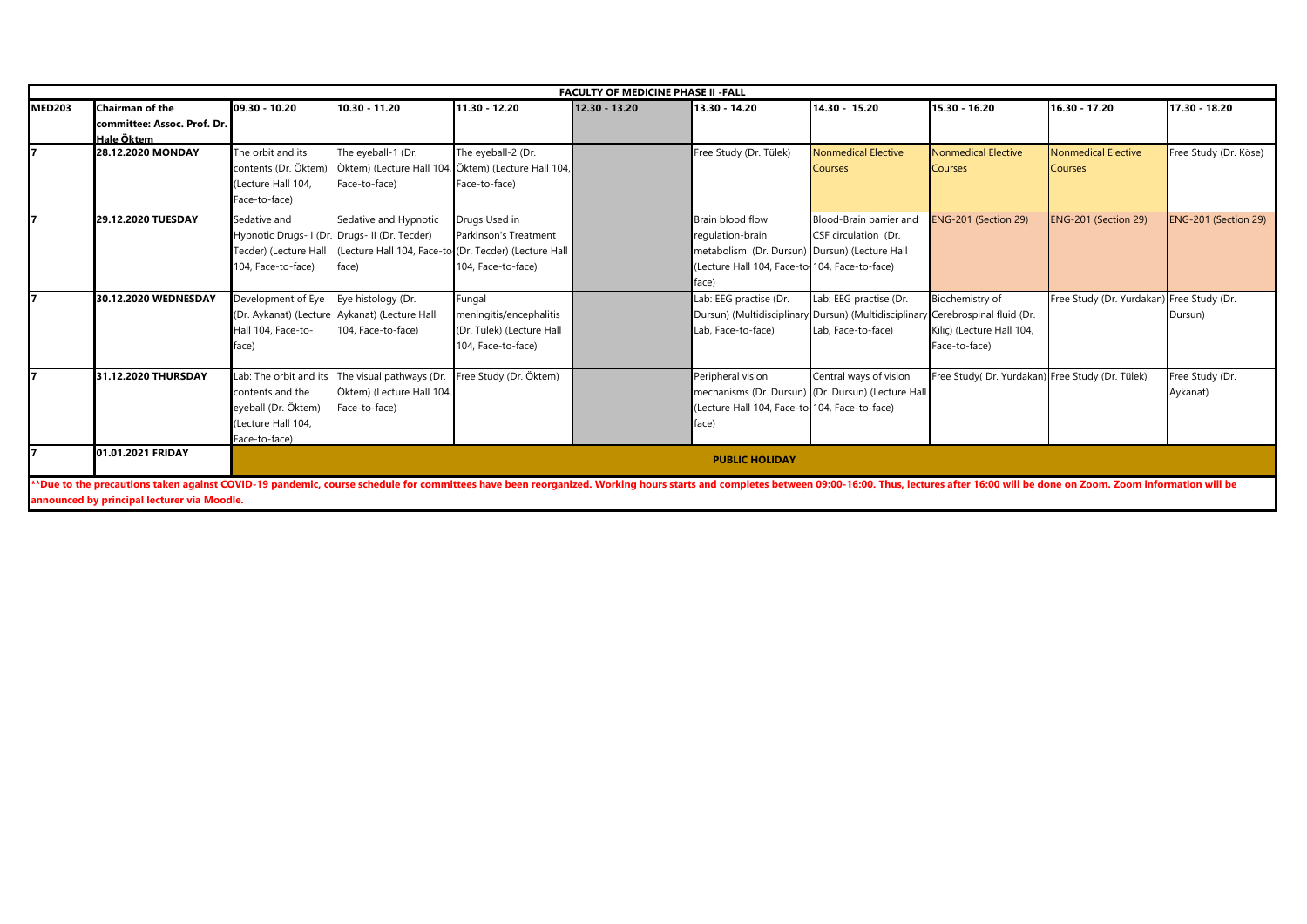| FACULTY OF MEDICINE PHASE II -FALL | | | | | | | | | | | |
|---|---|---|---|---|---|---|---|---|---|---|---|
| **MED203** | **Chairman of the committee: Assoc. Prof. Dr. Hale Öktem** | **09.30 - 10.20** | **10.30 - 11.20** | **11.30 - 12.20** | **12.30 - 13.20** | **13.30 - 14.20** | **14.30 - 15.20** | **15.30 - 16.20** | **16.30 - 17.20** | **17.30 - 18.20** |
| **7** | **28.12.2020 MONDAY** | The orbit and its contents (Dr. Öktem) (Lecture Hall 104, Face-to-face) | The eyeball-1 (Dr. Öktem) (Lecture Hall 104, Face-to-face) | The eyeball-2 (Dr. Öktem) (Lecture Hall 104, Face-to-face) | | Free Study (Dr. Tülek) | Nonmedical Elective Courses | Nonmedical Elective Courses | Nonmedical Elective Courses | Free Study (Dr. Köse) |
| **7** | **29.12.2020 TUESDAY** | Sedative and Hypnotic Drugs- I (Dr. Tecder) (Lecture Hall 104, Face-to-face) | Sedative and Hypnotic Drugs- II (Dr. Tecder) (Lecture Hall 104, Face-to-face) | Drugs Used in Parkinson's Treatment (Dr. Tecder) (Lecture Hall 104, Face-to-face) | | Brain blood flow regulation-brain metabolism (Dr. Dursun) (Lecture Hall 104, Face-to-face) | Blood-Brain barrier and CSF circulation (Dr. Dursun) (Lecture Hall 104, Face-to-face) | ENG-201 (Section 29) | ENG-201 (Section 29) | ENG-201 (Section 29) |
| **7** | **30.12.2020 WEDNESDAY** | Development of Eye (Dr. Aykanat) (Lecture Hall 104, Face-to-face) | Eye histology (Dr. Aykanat) (Lecture Hall 104, Face-to-face) | Fungal meningitis/encephalitis (Dr. Tülek) (Lecture Hall 104, Face-to-face) | | Lab: EEG practise (Dr. Dursun) (Multidisciplinary Lab, Face-to-face) | Lab: EEG practise (Dr. Dursun) (Multidisciplinary Lab, Face-to-face) | Biochemistry of Cerebrospinal fluid (Dr. Kılıç) (Lecture Hall 104, Face-to-face) | Free Study (Dr. Yurdakan) | Free Study (Dr. Dursun) |
| **7** | **31.12.2020 THURSDAY** | Lab: The orbit and its contents and the eyeball (Dr. Öktem) (Lecture Hall 104, Face-to-face) | The visual pathways (Dr. Öktem) (Lecture Hall 104, Face-to-face) | Free Study (Dr. Öktem) | | Peripheral vision mechanisms (Dr. Dursun) (Lecture Hall 104, Face-to-face) | Central ways of vision (Dr. Dursun) (Lecture Hall 104, Face-to-face) | Free Study( Dr. Yurdakan) | Free Study (Dr. Tülek) | Free Study (Dr. Aykanat) |
| **7** | **01.01.2021 FRIDAY** | **PUBLIC HOLIDAY** | | | | | | | | |

**\*\*Due to the precautions taken against COVID-19 pandemic, course schedule for committees have been reorganized. Working hours starts and completes between 09:00-16:00. Thus, lectures after 16:00 will be done on Zoom. Zoom information will be announced by principal lecturer via Moodle.**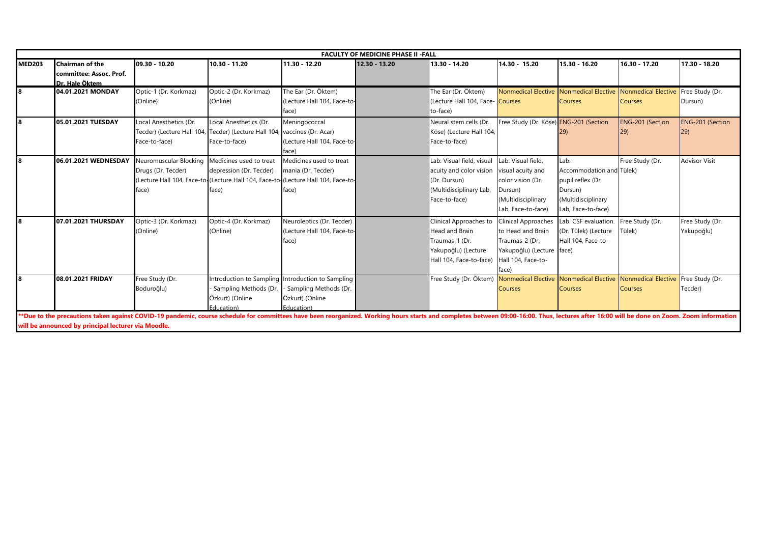| FACULTY OF MEDICINE PHASE II -FALL | | | | | | | | | | |
|---|---|---|---|---|---|---|---|---|---|---|
| **MED203** | **Chairman of the committee: Assoc. Prof. Dr. Hale Öktem** | **09.30 - 10.20** | **10.30 - 11.20** | **11.30 - 12.20** | **12.30 - 13.20** | **13.30 - 14.20** | **14.30 - 15.20** | **15.30 - 16.20** | **16.30 - 17.20** | **17.30 - 18.20** |
| **8** | **04.01.2021 MONDAY** | Optic-1 (Dr. Korkmaz) (Online) | Optic-2 (Dr. Korkmaz) (Online) | The Ear (Dr. Öktem) (Lecture Hall 104, Face-to-face) | | The Ear (Dr. Öktem) (Lecture Hall 104, Face-to-face) | Nonmedical Elective Courses | Nonmedical Elective Courses | Nonmedical Elective Courses | Free Study (Dr. Dursun) |
| **8** | **05.01.2021 TUESDAY** | Local Anesthetics (Dr. Tecder) (Lecture Hall 104, Face-to-face) | Local Anesthetics (Dr. Tecder) (Lecture Hall 104, Face-to-face) | Meningococcal vaccines (Dr. Acar) (Lecture Hall 104, Face-to-face) | | Neural stem cells (Dr. Köse) (Lecture Hall 104, Face-to-face) | Free Study (Dr. Köse) | ENG-201 (Section 29) | ENG-201 (Section 29) | ENG-201 (Section 29) |
| **8** | **06.01.2021 WEDNESDAY** | Neuromuscular Blocking Drugs (Dr. Tecder) (Lecture Hall 104, Face-to-face) | Medicines used to treat depression (Dr. Tecder) (Lecture Hall 104, Face-to-face) | Medicines used to treat mania (Dr. Tecder) (Lecture Hall 104, Face-to-face) | | Lab: Visual field, visual acuity and color vision (Dr. Dursun) (Multidisciplinary Lab, Face-to-face) | Lab: Visual field, visual acuity and color vision (Dr. Dursun) (Multidisciplinary Lab, Face-to-face) | Lab: Accommodation and pupil reflex (Dr. Dursun) (Multidisciplinary Lab, Face-to-face) | Free Study (Dr. Tülek) | Advisor Visit |
| **8** | **07.01.2021 THURSDAY** | Optic-3 (Dr. Korkmaz) (Online) | Optic-4 (Dr. Korkmaz) (Online) | Neuroleptics (Dr. Tecder) (Lecture Hall 104, Face-to-face) | | Clinical Approaches to Head and Brain Traumas-1 (Dr. Yakupoğlu) (Lecture Hall 104, Face-to-face) | Clinical Approaches to Head and Brain Traumas-2 (Dr. Yakupoğlu) (Lecture Hall 104, Face-to-face) | Lab. CSF evaluation. (Dr. Tülek) (Lecture Hall 104, Face-to-face) | Free Study (Dr. Tülek) | Free Study (Dr. Yakupoğlu) |
| **8** | **08.01.2021 FRIDAY** | Free Study (Dr. Boduroğlu) | Introduction to Sampling - Sampling Methods (Dr. Özkurt) (Online Education) | Introduction to Sampling - Sampling Methods (Dr. Özkurt) (Online Education) | | Free Study (Dr. Öktem) | Nonmedical Elective Courses | Nonmedical Elective Courses | Nonmedical Elective Courses | Free Study (Dr. Tecder) |

**\*\*Due to the precautions taken against COVID-19 pandemic, course schedule for committees have been reorganized. Working hours starts and completes between 09:00-16:00. Thus, lectures after 16:00 will be done on Zoom. Zoom information will be announced by principal lecturer via Moodle.**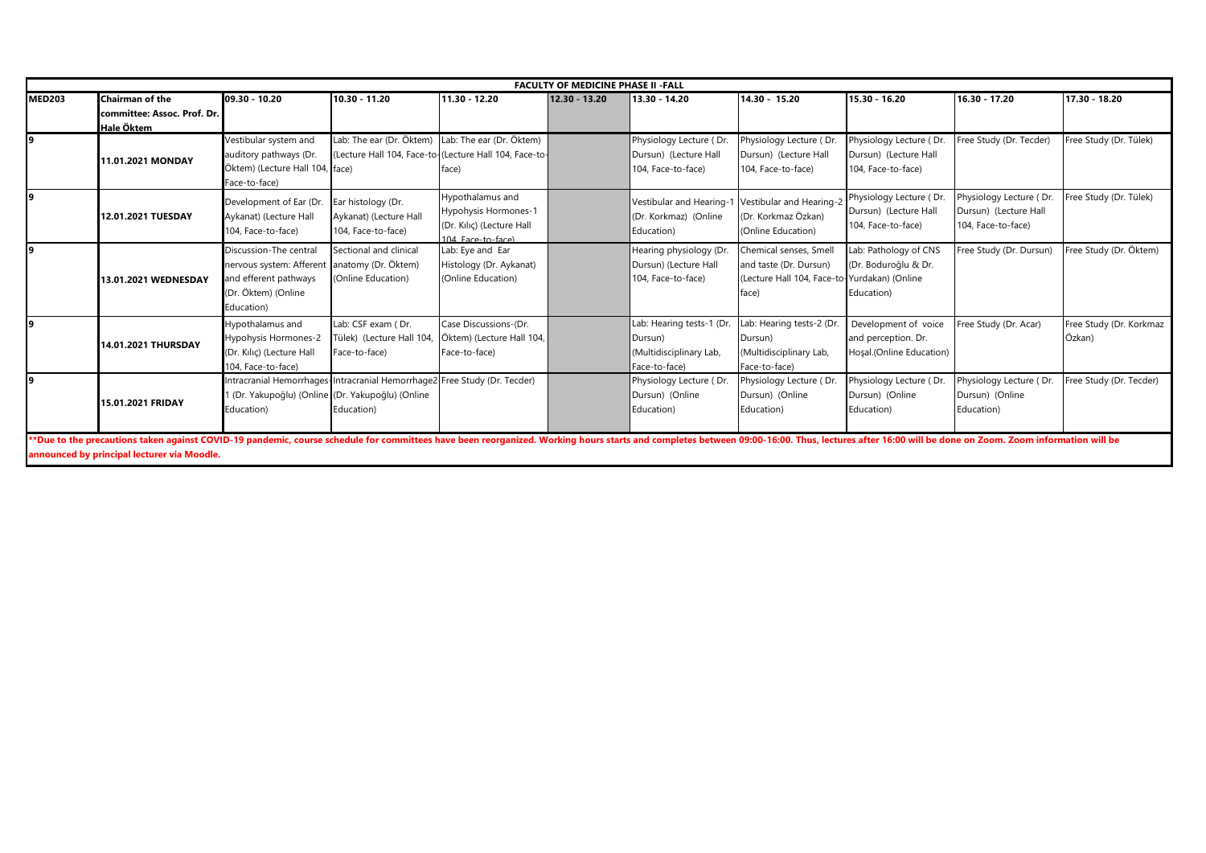| FACULTY OF MEDICINE PHASE II -FALL | | | | | | | | | | | |
|---|---|---|---|---|---|---|---|---|---|---|---|
| **MED203** | **Chairman of the committee: Assoc. Prof. Dr. Hale Öktem** | **09.30 - 10.20** | **10.30 - 11.20** | **11.30 - 12.20** | **12.30 - 13.20** | **13.30 - 14.20** | **14.30 - 15.20** | **15.30 - 16.20** | **16.30 - 17.20** | **17.30 - 18.20** |
| **9** | **11.01.2021 MONDAY** | Vestibular system and auditory pathways (Dr. Öktem) (Lecture Hall 104, Face-to-face) | Lab: The ear (Dr. Öktem) (Lecture Hall 104, Face-to-face) | Lab: The ear (Dr. Öktem) (Lecture Hall 104, Face-to-face) | | Physiology Lecture ( Dr. Dursun) (Lecture Hall 104, Face-to-face) | Physiology Lecture ( Dr. Dursun) (Lecture Hall 104, Face-to-face) | Physiology Lecture ( Dr. Dursun) (Lecture Hall 104, Face-to-face) | Free Study (Dr. Tecder) | Free Study (Dr. Tülek) |
| **9** | **12.01.2021 TUESDAY** | Development of Ear (Dr. Aykanat) (Lecture Hall 104, Face-to-face) | Ear histology (Dr. Aykanat) (Lecture Hall 104, Face-to-face) | Hypothalamus and Hypohysis Hormones-1 (Dr. Kılıç) (Lecture Hall 104, Face-to-face) | | Vestibular and Hearing-1 (Dr. Korkmaz) (Online Education) | Vestibular and Hearing-2 (Dr. Korkmaz Özkan) (Online Education) | Physiology Lecture ( Dr. Dursun) (Lecture Hall 104, Face-to-face) | Physiology Lecture ( Dr. Dursun) (Lecture Hall 104, Face-to-face) | Free Study (Dr. Tülek) |
| **9** | **13.01.2021 WEDNESDAY** | Discussion-The central nervous system: Afferent and efferent pathways (Dr. Öktem) (Online Education) | Sectional and clinical anatomy (Dr. Öktem) (Online Education) | Lab: Eye and Ear Histology (Dr. Aykanat) (Online Education) | | Hearing physiology (Dr. Dursun) (Lecture Hall 104, Face-to-face) | Chemical senses, Smell and taste (Dr. Dursun) (Lecture Hall 104, Face-to-face) | Lab: Pathology of CNS (Dr. Boduroğlu & Dr. Yurdakan) (Online Education) | Free Study (Dr. Dursun) | Free Study (Dr. Öktem) |
| **9** | **14.01.2021 THURSDAY** | Hypothalamus and Hypohysis Hormones-2 (Dr. Kılıç) (Lecture Hall 104, Face-to-face) | Lab: CSF exam ( Dr. Tülek) (Lecture Hall 104, Face-to-face) | Case Discussions-(Dr. Öktem) (Lecture Hall 104, Face-to-face) | | Lab: Hearing tests-1 (Dr. Dursun) (Multidisciplinary Lab, Face-to-face) | Lab: Hearing tests-2 (Dr. Dursun) (Multidisciplinary Lab, Face-to-face) | Development of voice and perception. Dr. Hoşal.(Online Education) | Free Study (Dr. Acar) | Free Study (Dr. Korkmaz Özkan) |
| **9** | **15.01.2021 FRIDAY** | Intracranial Hemorrhages-1 (Dr. Yakupoğlu) (Online Education) | Intracranial Hemorrhage2 (Dr. Yakupoğlu) (Online Education) | Free Study (Dr. Tecder) | | Physiology Lecture ( Dr. Dursun) (Online Education) | Physiology Lecture ( Dr. Dursun) (Online Education) | Physiology Lecture ( Dr. Dursun) (Online Education) | Physiology Lecture ( Dr. Dursun) (Online Education) | Free Study (Dr. Tecder) |

**\*\*Due to the precautions taken against COVID-19 pandemic, course schedule for committees have been reorganized. Working hours starts and completes between 09:00-16:00. Thus, lectures after 16:00 will be done on Zoom. Zoom information will be announced by principal lecturer via Moodle.**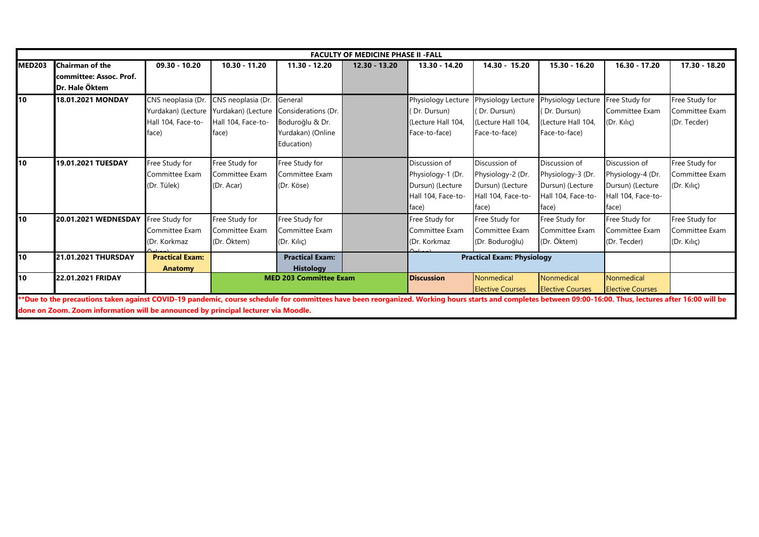| FACULTY OF MEDICINE PHASE II -FALL | | | | | | | | | | |
|---|---|---|---|---|---|---|---|---|---|---|
| **MED203** | **Chairman of the committee: Assoc. Prof. Dr. Hale Öktem** | **09.30 - 10.20** | **10.30 - 11.20** | **11.30 - 12.20** | **12.30 - 13.20** | **13.30 - 14.20** | **14.30 - 15.20** | **15.30 - 16.20** | **16.30 - 17.20** | **17.30 - 18.20** |
| **10** | **18.01.2021 MONDAY** | CNS neoplasia (Dr. Yurdakan) (Lecture Hall 104, Face-to-face) | CNS neoplasia (Dr. Yurdakan) (Lecture Hall 104, Face-to-face) | General Considerations (Dr. Boduroğlu & Dr. Yurdakan) (Online Education) | | Physiology Lecture ( Dr. Dursun) (Lecture Hall 104, Face-to-face) | Physiology Lecture ( Dr. Dursun) (Lecture Hall 104, Face-to-face) | Physiology Lecture ( Dr. Dursun) (Lecture Hall 104, Face-to-face) | Free Study for Committee Exam (Dr. Kılıç) | Free Study for Committee Exam (Dr. Tecder) |
| **10** | **19.01.2021 TUESDAY** | Free Study for Committee Exam (Dr. Tülek) | Free Study for Committee Exam (Dr. Acar) | Free Study for Committee Exam (Dr. Köse) | | Discussion of Physiology-1 (Dr. Dursun) (Lecture Hall 104, Face-to-face) | Discussion of Physiology-2 (Dr. Dursun) (Lecture Hall 104, Face-to-face) | Discussion of Physiology-3 (Dr. Dursun) (Lecture Hall 104, Face-to-face) | Discussion of Physiology-4 (Dr. Dursun) (Lecture Hall 104, Face-to-face) | Free Study for Committee Exam (Dr. Kılıç) |
| **10** | **20.01.2021 WEDNESDAY** | Free Study for Committee Exam (Dr. Korkmaz Özkan) | Free Study for Committee Exam (Dr. Öktem) | Free Study for Committee Exam (Dr. Kılıç) | | Free Study for Committee Exam (Dr. Korkmaz Özkan) | Free Study for Committee Exam (Dr. Boduroğlu) | Free Study for Committee Exam (Dr. Öktem) | Free Study for Committee Exam (Dr. Tecder) | Free Study for Committee Exam (Dr. Kılıç) |
| **10** | **21.01.2021 THURSDAY** | **Practical Exam: Anatomy** | | **Practical Exam: Histology** | | **Practical Exam: Physiology** | | | | |
| **10** | **22.01.2021 FRIDAY** | | **MED 203 Committee Exam** | | | **Discussion** | Nonmedical Elective Courses | Nonmedical Elective Courses | Nonmedical Elective Courses | |

****Due to the precautions taken against COVID-19 pandemic, course schedule for committees have been reorganized. Working hours starts and completes between 09:00-16:00. Thus, lectures after 16:00 will be done on Zoom. Zoom information will be announced by principal lecturer via Moodle.**